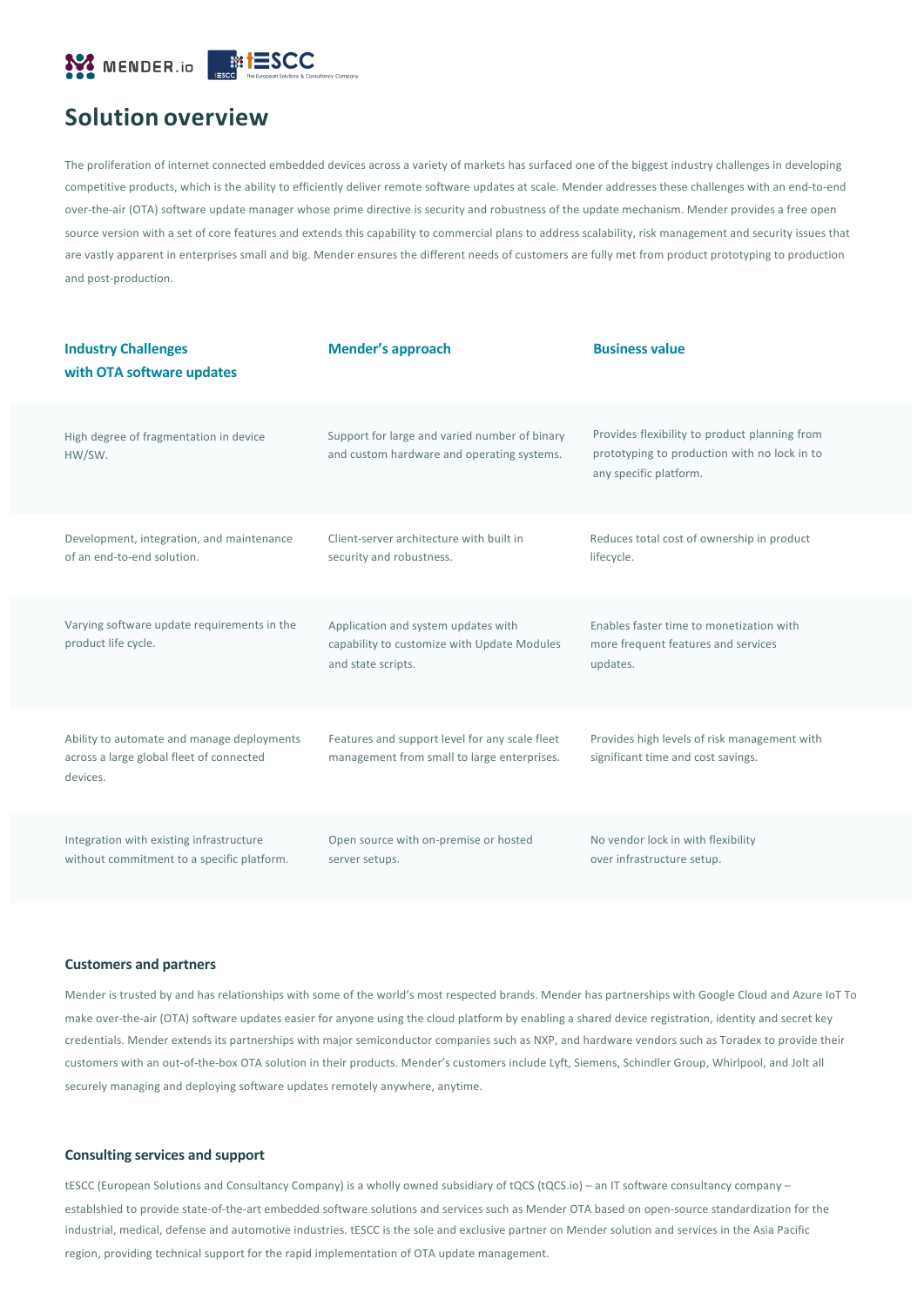MENDER.io tESCC The European Solutions & Consultancy Company

# Solution overview

The proliferation of internet connected embedded devices across a variety of markets has surfaced one of the biggest industry challenges in developing competitive products, which is the ability to efficiently deliver remote software updates at scale. Mender addresses these challenges with an end-to-end over-the-air (OTA) software update manager whose prime directive is security and robustness of the update mechanism. Mender provides a free open source version with a set of core features and extends this capability to commercial plans to address scalability, risk management and security issues that are vastly apparent in enterprises small and big. Mender ensures the different needs of customers are fully met from product prototyping to production and post-production.

| Industry Challenges with OTA software updates | Mender's approach | Business value |
|---|---|---|
| High degree of fragmentation in device HW/SW. | Support for large and varied number of binary and custom hardware and operating systems. | Provides flexibility to product planning from prototyping to production with no lock in to any specific platform. |
| Development, integration, and maintenance of an end-to-end solution. | Client-server architecture with built in security and robustness. | Reduces total cost of ownership in product lifecycle. |
| Varying software update requirements in the product life cycle. | Application and system updates with capability to customize with Update Modules and state scripts. | Enables faster time to monetization with more frequent features and services updates. |
| Ability to automate and manage deployments across a large global fleet of connected devices. | Features and support level for any scale fleet management from small to large enterprises. | Provides high levels of risk management with significant time and cost savings. |
| Integration with existing infrastructure without commitment to a specific platform. | Open source with on-premise or hosted server setups. | No vendor lock in with flexibility over infrastructure setup. |

### Customers and partners

Mender is trusted by and has relationships with some of the world's most respected brands. Mender has partnerships with Google Cloud and Azure IoT To make over-the-air (OTA) software updates easier for anyone using the cloud platform by enabling a shared device registration, identity and secret key credentials. Mender extends its partnerships with major semiconductor companies such as NXP, and hardware vendors such as Toradex to provide their customers with an out-of-the-box OTA solution in their products. Mender's customers include Lyft, Siemens, Schindler Group, Whirlpool, and Jolt all securely managing and deploying software updates remotely anywhere, anytime.

### Consulting services and support

tESCC (European Solutions and Consultancy Company) is a wholly owned subsidiary of tQCS (tQCS.io) – an IT software consultancy company – establshied to provide state-of-the-art embedded software solutions and services such as Mender OTA based on open-source standardization for the industrial, medical, defense and automotive industries. tESCC is the sole and exclusive partner on Mender solution and services in the Asia Pacific region, providing technical support for the rapid implementation of OTA update management.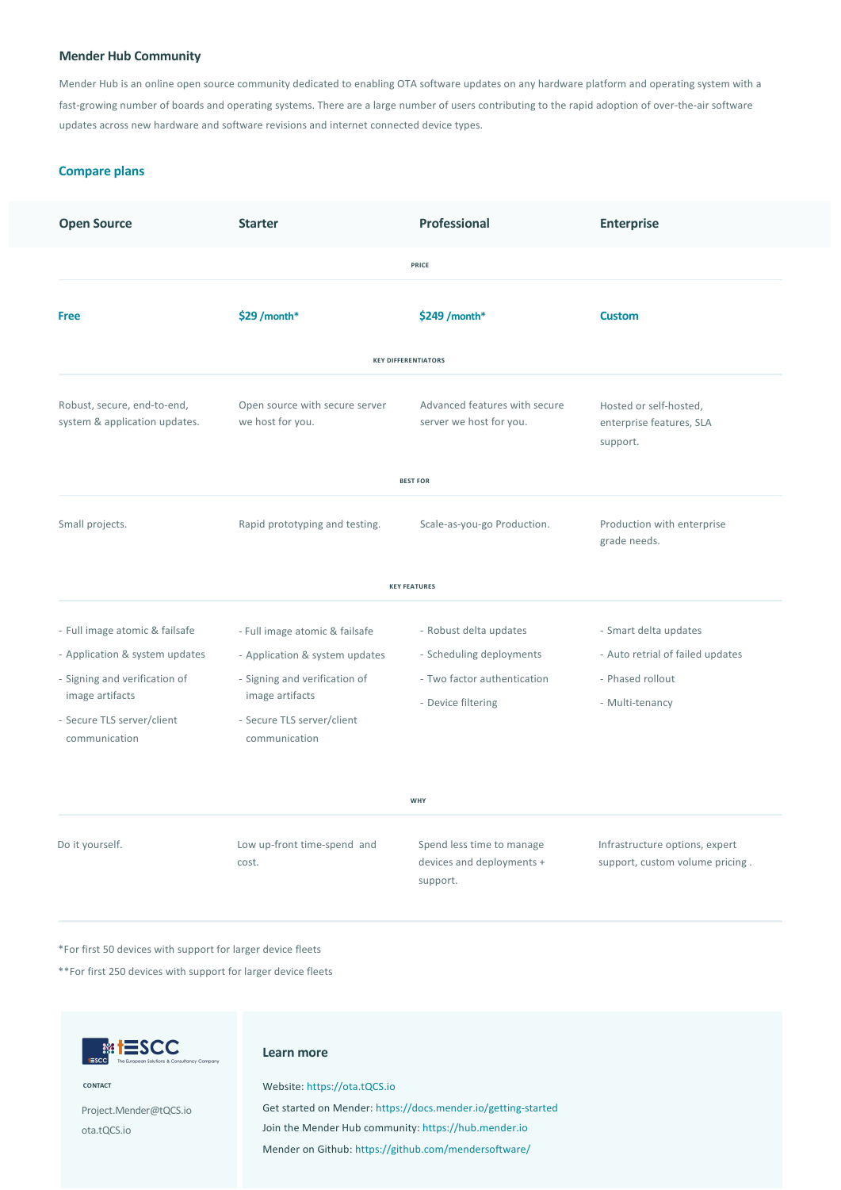### Mender Hub Community

Mender Hub is an online open source community dedicated to enabling OTA software updates on any hardware platform and operating system with a fast-growing number of boards and operating systems. There are a large number of users contributing to the rapid adoption of over-the-air software updates across new hardware and software revisions and internet connected device types.

### Compare plans

| Open Source | Starter | Professional | Enterprise |
|---|---|---|---|
| **PRICE** | | | |
| Free | $29 /month* | $249 /month* | Custom |
| **KEY DIFFERENTIATORS** | | | |
| Robust, secure, end-to-end, system & application updates. | Open source with secure server we host for you. | Advanced features with secure server we host for you. | Hosted or self-hosted, enterprise features, SLA support. |
| **BEST FOR** | | | |
| Small projects. | Rapid prototyping and testing. | Scale-as-you-go Production. | Production with enterprise grade needs. |
| **KEY FEATURES** | | | |
| - Full image atomic & failsafe<br>- Application & system updates<br>- Signing and verification of image artifacts<br>- Secure TLS server/client communication | - Full image atomic & failsafe<br>- Application & system updates<br>- Signing and verification of image artifacts<br>- Secure TLS server/client communication | - Robust delta updates<br>- Scheduling deployments<br>- Two factor authentication<br>- Device filtering | - Smart delta updates<br>- Auto retrial of failed updates<br>- Phased rollout<br>- Multi-tenancy |
| **WHY** | | | |
| Do it yourself. | Low up-front time-spend and cost. | Spend less time to manage devices and deployments + support. | Infrastructure options, expert support, custom volume pricing . |

*For first 50 devices with support for larger device fleets

**For first 250 devices with support for larger device fleets

tESCC The European Solutions & Consultancy Company

CONTACT

Project.Mender@tQCS.io

ota.tQCS.io

### Learn more

Website: https://ota.tQCS.io

Get started on Mender: https://docs.mender.io/getting-started

Join the Mender Hub community: https://hub.mender.io

Mender on Github: https://github.com/mendersoftware/